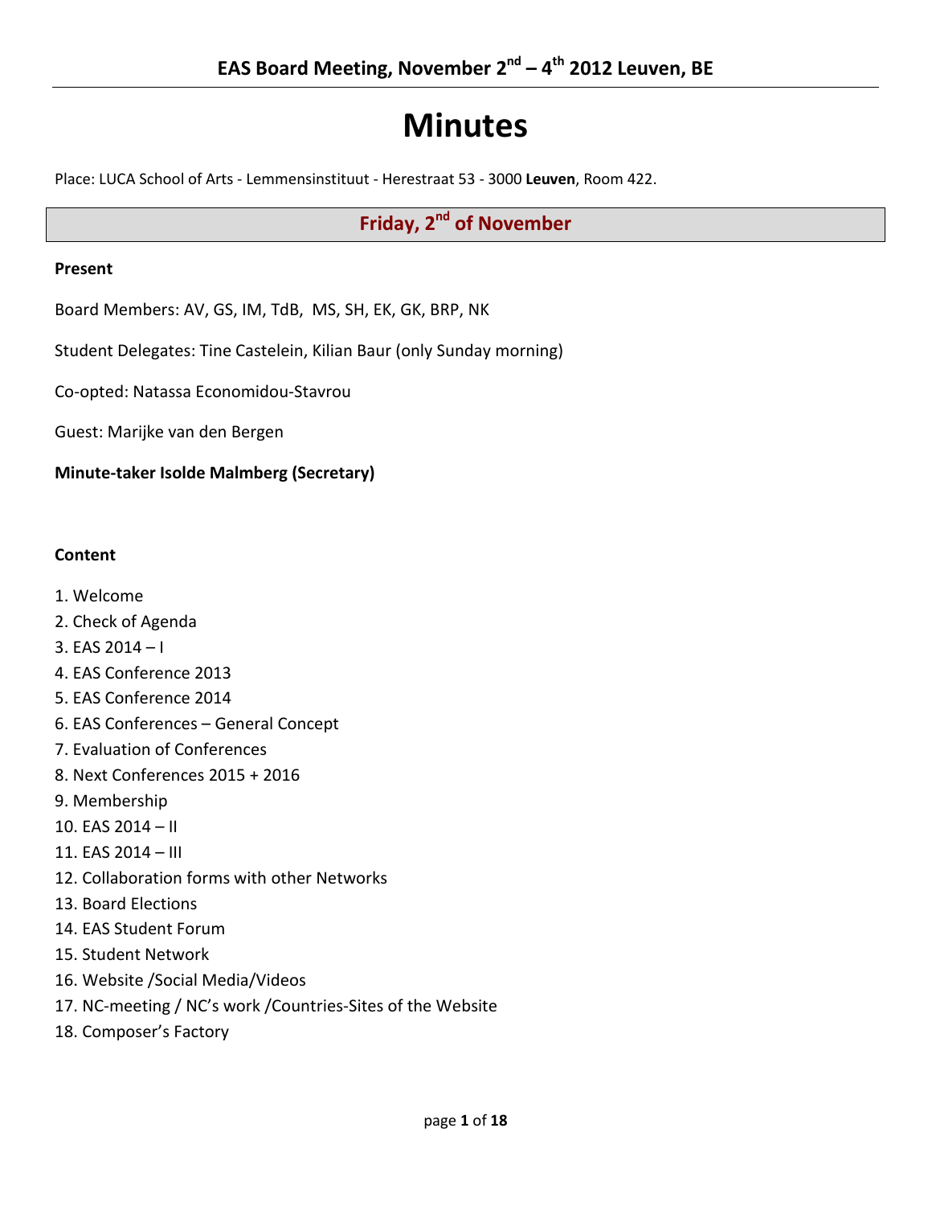# EAS Board Meeting, November 2nd – 4th 2012 Leuven, BE

# Minutes

Place: LUCA School of Arts - Lemmensinstituut - Herestraat 53 - 3000 **Leuven**, Room 422.

## Friday, 2nd of November

**Present**

Board Members: AV, GS, IM, TdB, MS, SH, EK, GK, BRP, NK

Student Delegates: Tine Castelein, Kilian Baur (only Sunday morning)

Co-opted: Natassa Economidou-Stavrou

Guest: Marijke van den Bergen

**Minute-taker Isolde Malmberg (Secretary)**

**Content**

1. Welcome
2. Check of Agenda
3. EAS 2014 – I
4. EAS Conference 2013
5. EAS Conference 2014
6. EAS Conferences – General Concept
7. Evaluation of Conferences
8. Next Conferences 2015 + 2016
9. Membership
10. EAS 2014 – II
11. EAS 2014 – III
12. Collaboration forms with other Networks
13. Board Elections
14. EAS Student Forum
15. Student Network
16. Website /Social Media/Videos
17. NC-meeting / NC's work /Countries-Sites of the Website
18. Composer's Factory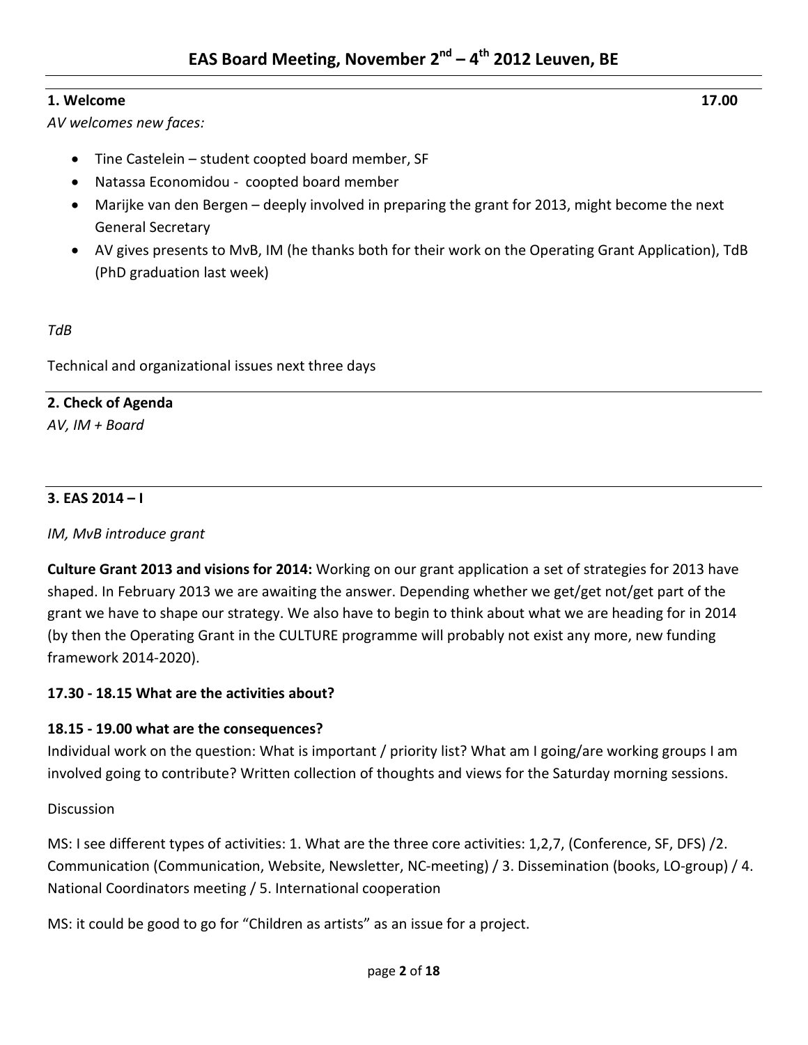# EAS Board Meeting, November 2nd – 4th 2012 Leuven, BE

## 1. Welcome 17.00

*AV welcomes new faces:*

- Tine Castelein – student coopted board member, SF
- Natassa Economidou - coopted board member
- Marijke van den Bergen – deeply involved in preparing the grant for 2013, might become the next General Secretary
- AV gives presents to MvB, IM (he thanks both for their work on the Operating Grant Application), TdB (PhD graduation last week)

*TdB*

Technical and organizational issues next three days

## 2. Check of Agenda

*AV, IM + Board*

## 3. EAS 2014 – I

*IM, MvB introduce grant*

**Culture Grant 2013 and visions for 2014:** Working on our grant application a set of strategies for 2013 have shaped. In February 2013 we are awaiting the answer. Depending whether we get/get not/get part of the grant we have to shape our strategy. We also have to begin to think about what we are heading for in 2014 (by then the Operating Grant in the CULTURE programme will probably not exist any more, new funding framework 2014-2020).

**17.30 - 18.15 What are the activities about?**

**18.15 - 19.00 what are the consequences?**

Individual work on the question: What is important / priority list? What am I going/are working groups I am involved going to contribute? Written collection of thoughts and views for the Saturday morning sessions.

Discussion

MS: I see different types of activities: 1. What are the three core activities: 1,2,7, (Conference, SF, DFS) /2. Communication (Communication, Website, Newsletter, NC-meeting) / 3. Dissemination (books, LO-group) / 4. National Coordinators meeting / 5. International cooperation

MS: it could be good to go for “Children as artists” as an issue for a project.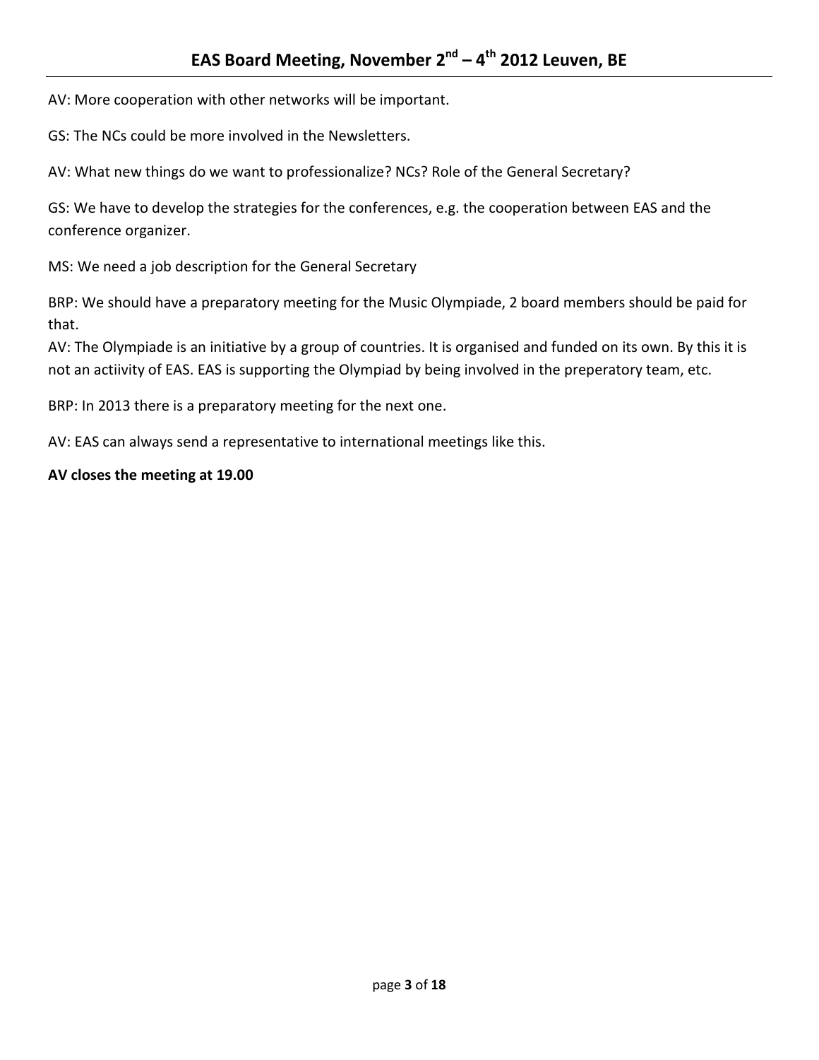AV: More cooperation with other networks will be important.

GS: The NCs could be more involved in the Newsletters.

AV: What new things do we want to professionalize? NCs? Role of the General Secretary?

GS: We have to develop the strategies for the conferences, e.g. the cooperation between EAS and the conference organizer.

MS: We need a job description for the General Secretary

BRP: We should have a preparatory meeting for the Music Olympiade, 2 board members should be paid for that.
AV: The Olympiade is an initiative by a group of countries. It is organised and funded on its own. By this it is not an actiivity of EAS. EAS is supporting the Olympiad by being involved in the preperatory team, etc.

BRP: In 2013 there is a preparatory meeting for the next one.

AV: EAS can always send a representative to international meetings like this.

**AV closes the meeting at 19.00**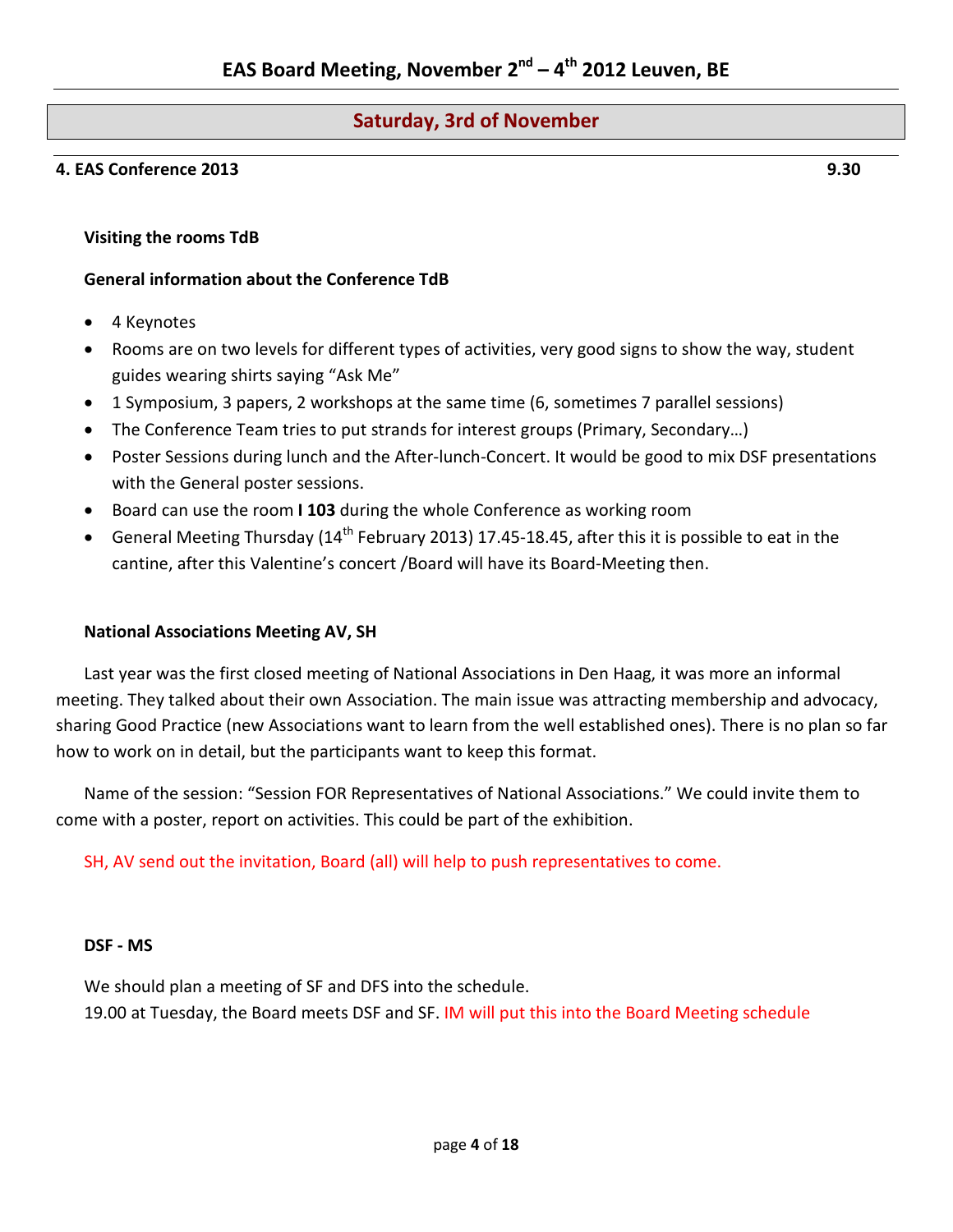# EAS Board Meeting, November 2nd – 4th 2012 Leuven, BE

## Saturday, 3rd of November

### 4. EAS Conference 2013 9.30

**Visiting the rooms TdB**

**General information about the Conference TdB**

- 4 Keynotes
- Rooms are on two levels for different types of activities, very good signs to show the way, student guides wearing shirts saying "Ask Me"
- 1 Symposium, 3 papers, 2 workshops at the same time (6, sometimes 7 parallel sessions)
- The Conference Team tries to put strands for interest groups (Primary, Secondary…)
- Poster Sessions during lunch and the After-lunch-Concert. It would be good to mix DSF presentations with the General poster sessions.
- Board can use the room **I 103** during the whole Conference as working room
- General Meeting Thursday (14th February 2013) 17.45-18.45, after this it is possible to eat in the cantine, after this Valentine's concert /Board will have its Board-Meeting then.

**National Associations Meeting AV, SH**

Last year was the first closed meeting of National Associations in Den Haag, it was more an informal meeting. They talked about their own Association. The main issue was attracting membership and advocacy, sharing Good Practice (new Associations want to learn from the well established ones). There is no plan so far how to work on in detail, but the participants want to keep this format.

Name of the session: "Session FOR Representatives of National Associations." We could invite them to come with a poster, report on activities. This could be part of the exhibition.

SH, AV send out the invitation, Board (all) will help to push representatives to come.

**DSF - MS**

We should plan a meeting of SF and DFS into the schedule.
19.00 at Tuesday, the Board meets DSF and SF. IM will put this into the Board Meeting schedule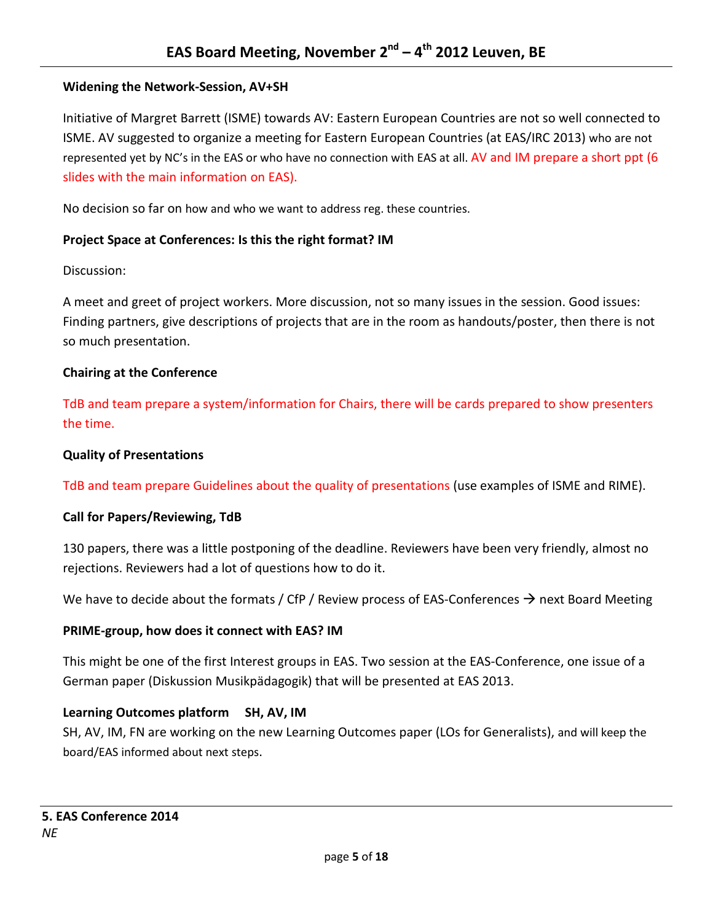**Widening the Network-Session, AV+SH**

Initiative of Margret Barrett (ISME) towards AV: Eastern European Countries are not so well connected to ISME. AV suggested to organize a meeting for Eastern European Countries (at EAS/IRC 2013) who are not represented yet by NC's in the EAS or who have no connection with EAS at all. AV and IM prepare a short ppt (6 slides with the main information on EAS).

No decision so far on how and who we want to address reg. these countries.

**Project Space at Conferences: Is this the right format? IM**

Discussion:

A meet and greet of project workers. More discussion, not so many issues in the session. Good issues: Finding partners, give descriptions of projects that are in the room as handouts/poster, then there is not so much presentation.

**Chairing at the Conference**

TdB and team prepare a system/information for Chairs, there will be cards prepared to show presenters the time.

**Quality of Presentations**

TdB and team prepare Guidelines about the quality of presentations (use examples of ISME and RIME).

**Call for Papers/Reviewing, TdB**

130 papers, there was a little postponing of the deadline. Reviewers have been very friendly, almost no rejections. Reviewers had a lot of questions how to do it.

We have to decide about the formats / CfP / Review process of EAS-Conferences → next Board Meeting

**PRIME-group, how does it connect with EAS? IM**

This might be one of the first Interest groups in EAS. Two session at the EAS-Conference, one issue of a German paper (Diskussion Musikpädagogik) that will be presented at EAS 2013.

**Learning Outcomes platform SH, AV, IM**

SH, AV, IM, FN are working on the new Learning Outcomes paper (LOs for Generalists), and will keep the board/EAS informed about next steps.

## 5. EAS Conference 2014

*NE*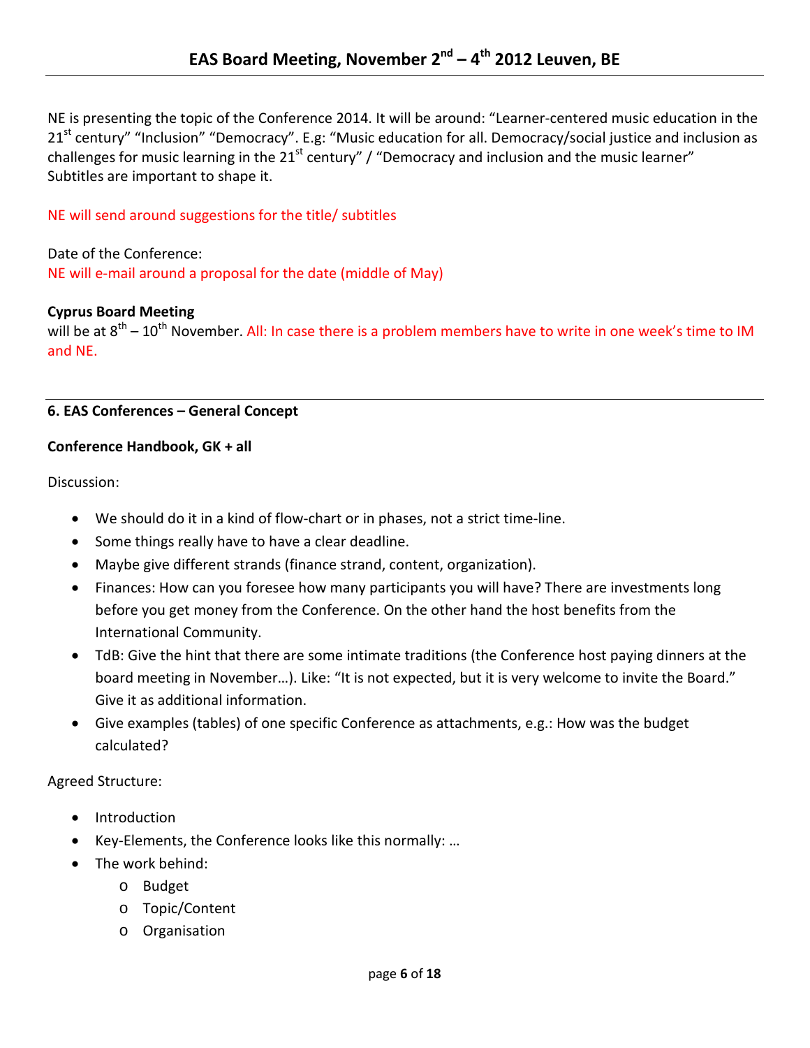NE is presenting the topic of the Conference 2014. It will be around: “Learner-centered music education in the 21st century” “Inclusion” “Democracy”. E.g: “Music education for all. Democracy/social justice and inclusion as challenges for music learning in the 21st century” / “Democracy and inclusion and the music learner” Subtitles are important to shape it.

NE will send around suggestions for the title/ subtitles

Date of the Conference:
NE will e-mail around a proposal for the date (middle of May)

**Cyprus Board Meeting**
will be at 8th – 10th November. All: In case there is a problem members have to write in one week’s time to IM and NE.

---

**6. EAS Conferences – General Concept**

**Conference Handbook, GK + all**

Discussion:

- We should do it in a kind of flow-chart or in phases, not a strict time-line.
- Some things really have to have a clear deadline.
- Maybe give different strands (finance strand, content, organization).
- Finances: How can you foresee how many participants you will have? There are investments long before you get money from the Conference. On the other hand the host benefits from the International Community.
- TdB: Give the hint that there are some intimate traditions (the Conference host paying dinners at the board meeting in November…). Like: “It is not expected, but it is very welcome to invite the Board.” Give it as additional information.
- Give examples (tables) of one specific Conference as attachments, e.g.: How was the budget calculated?

Agreed Structure:

- Introduction
- Key-Elements, the Conference looks like this normally: …
- The work behind:
  - Budget
  - Topic/Content
  - Organisation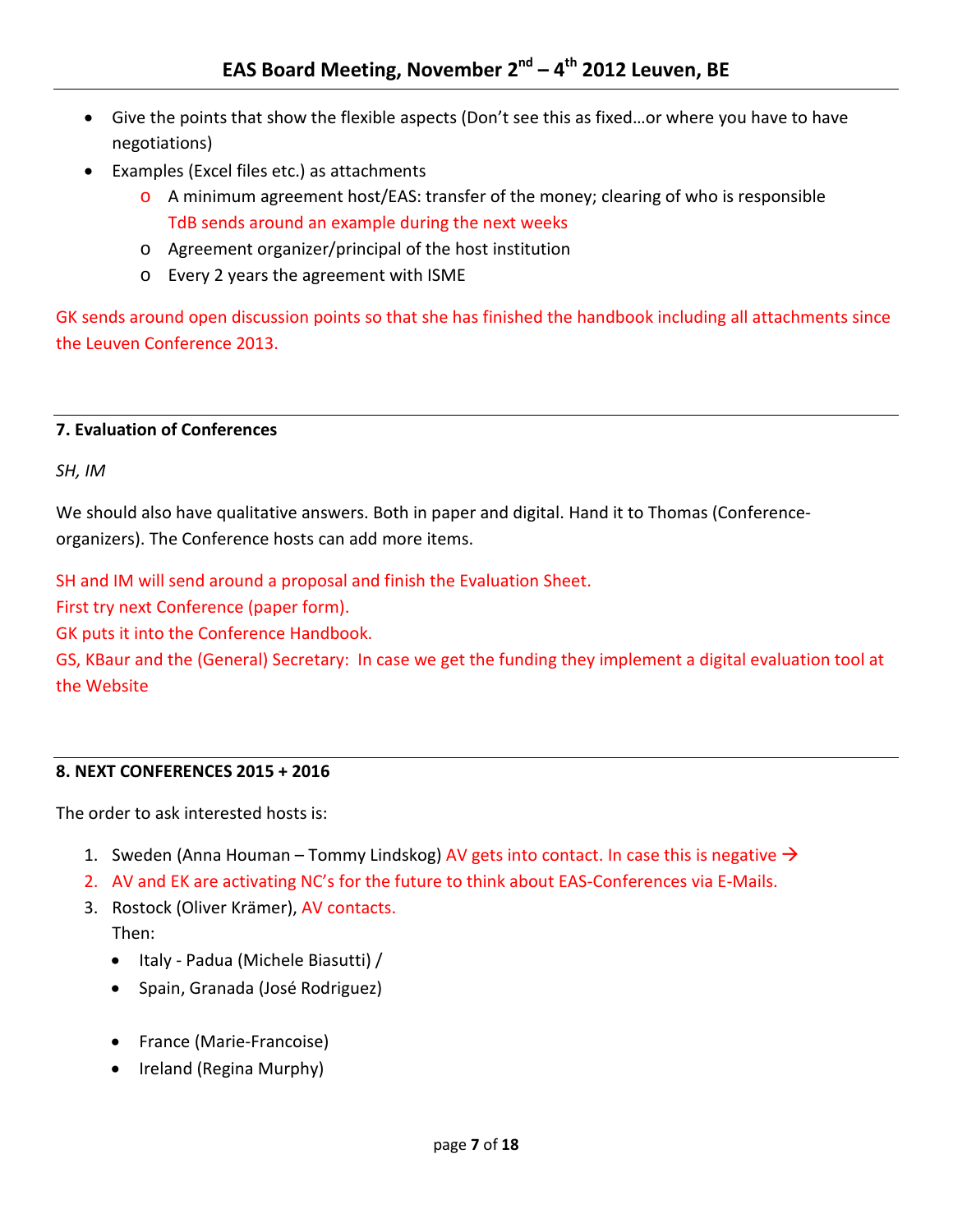- Give the points that show the flexible aspects (Don't see this as fixed…or where you have to have negotiations)
- Examples (Excel files etc.) as attachments
  - A minimum agreement host/EAS: transfer of the money; clearing of who is responsible
    TdB sends around an example during the next weeks
  - Agreement organizer/principal of the host institution
  - Every 2 years the agreement with ISME

GK sends around open discussion points so that she has finished the handbook including all attachments since the Leuven Conference 2013.

---

**7. Evaluation of Conferences**

*SH, IM*

We should also have qualitative answers. Both in paper and digital. Hand it to Thomas (Conference-organizers). The Conference hosts can add more items.

SH and IM will send around a proposal and finish the Evaluation Sheet.
First try next Conference (paper form).
GK puts it into the Conference Handbook.
GS, KBaur and the (General) Secretary: In case we get the funding they implement a digital evaluation tool at the Website

---

**8. NEXT CONFERENCES 2015 + 2016**

The order to ask interested hosts is:

1. Sweden (Anna Houman – Tommy Lindskog) AV gets into contact. In case this is negative →
2. AV and EK are activating NC's for the future to think about EAS-Conferences via E-Mails.
3. Rostock (Oliver Krämer), AV contacts.
   Then:
   - Italy - Padua (Michele Biasutti) /
   - Spain, Granada (José Rodriguez)

   - France (Marie-Francoise)
   - Ireland (Regina Murphy)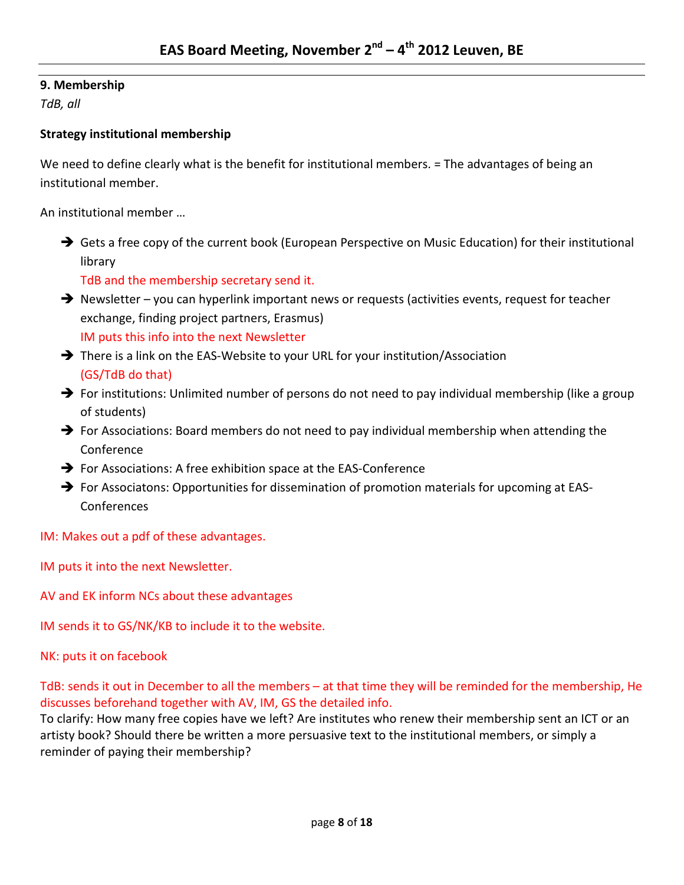## 9. Membership

*TdB, all*

**Strategy institutional membership**

We need to define clearly what is the benefit for institutional members. = The advantages of being an institutional member.

An institutional member …

- Gets a free copy of the current book (European Perspective on Music Education) for their institutional library
  TdB and the membership secretary send it.
- Newsletter – you can hyperlink important news or requests (activities events, request for teacher exchange, finding project partners, Erasmus)
  IM puts this info into the next Newsletter
- There is a link on the EAS-Website to your URL for your institution/Association
  (GS/TdB do that)
- For institutions: Unlimited number of persons do not need to pay individual membership (like a group of students)
- For Associations: Board members do not need to pay individual membership when attending the Conference
- For Associations: A free exhibition space at the EAS-Conference
- For Associatons: Opportunities for dissemination of promotion materials for upcoming at EAS-Conferences

IM: Makes out a pdf of these advantages.

IM puts it into the next Newsletter.

AV and EK inform NCs about these advantages

IM sends it to GS/NK/KB to include it to the website.

NK: puts it on facebook

TdB: sends it out in December to all the members – at that time they will be reminded for the membership, He discusses beforehand together with AV, IM, GS the detailed info.
To clarify: How many free copies have we left? Are institutes who renew their membership sent an ICT or an artisty book? Should there be written a more persuasive text to the institutional members, or simply a reminder of paying their membership?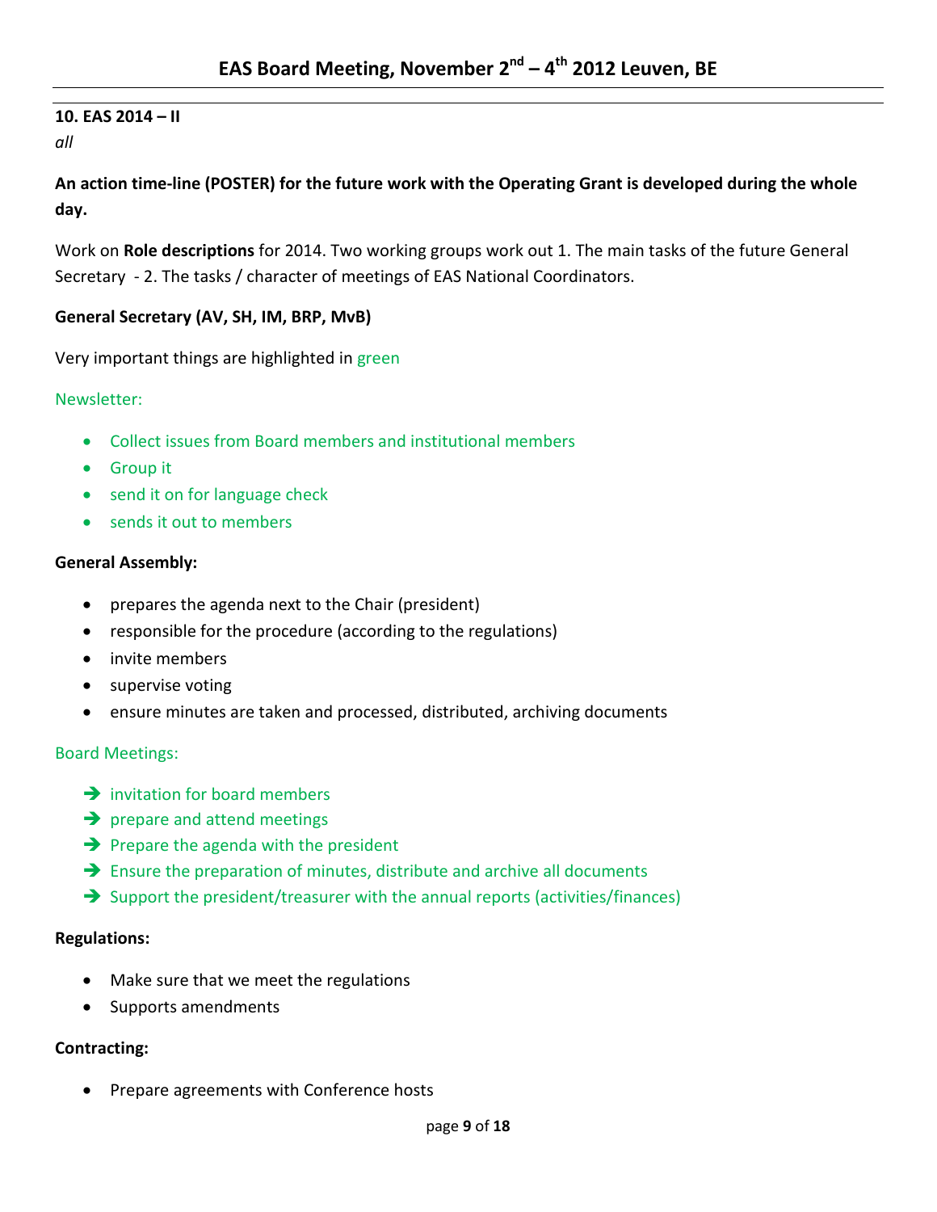**10. EAS 2014 – II**

*all*

**An action time-line (POSTER) for the future work with the Operating Grant is developed during the whole day.**

Work on **Role descriptions** for 2014. Two working groups work out 1. The main tasks of the future General Secretary - 2. The tasks / character of meetings of EAS National Coordinators.

**General Secretary (AV, SH, IM, BRP, MvB)**

Very important things are highlighted in green

Newsletter:

- Collect issues from Board members and institutional members
- Group it
- send it on for language check
- sends it out to members

**General Assembly:**

- prepares the agenda next to the Chair (president)
- responsible for the procedure (according to the regulations)
- invite members
- supervise voting
- ensure minutes are taken and processed, distributed, archiving documents

Board Meetings:

- ➔ invitation for board members
- ➔ prepare and attend meetings
- ➔ Prepare the agenda with the president
- ➔ Ensure the preparation of minutes, distribute and archive all documents
- ➔ Support the president/treasurer with the annual reports (activities/finances)

**Regulations:**

- Make sure that we meet the regulations
- Supports amendments

**Contracting:**

- Prepare agreements with Conference hosts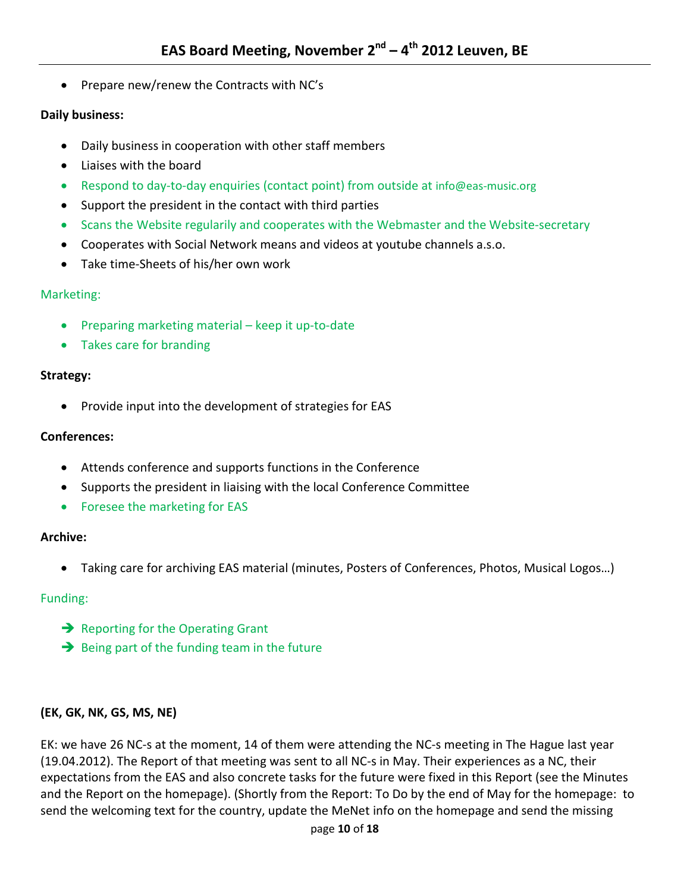- Prepare new/renew the Contracts with NC's

**Daily business:**

- Daily business in cooperation with other staff members
- Liaises with the board
- Respond to day-to-day enquiries (contact point) from outside at info@eas-music.org
- Support the president in the contact with third parties
- Scans the Website regularily and cooperates with the Webmaster and the Website-secretary
- Cooperates with Social Network means and videos at youtube channels a.s.o.
- Take time-Sheets of his/her own work

Marketing:

- Preparing marketing material – keep it up-to-date
- Takes care for branding

**Strategy:**

- Provide input into the development of strategies for EAS

**Conferences:**

- Attends conference and supports functions in the Conference
- Supports the president in liaising with the local Conference Committee
- Foresee the marketing for EAS

**Archive:**

- Taking care for archiving EAS material (minutes, Posters of Conferences, Photos, Musical Logos…)

Funding:

- ➔ Reporting for the Operating Grant
- ➔ Being part of the funding team in the future

**(EK, GK, NK, GS, MS, NE)**

EK: we have 26 NC-s at the moment, 14 of them were attending the NC-s meeting in The Hague last year (19.04.2012). The Report of that meeting was sent to all NC-s in May. Their experiences as a NC, their expectations from the EAS and also concrete tasks for the future were fixed in this Report (see the Minutes and the Report on the homepage). (Shortly from the Report: To Do by the end of May for the homepage: to send the welcoming text for the country, update the MeNet info on the homepage and send the missing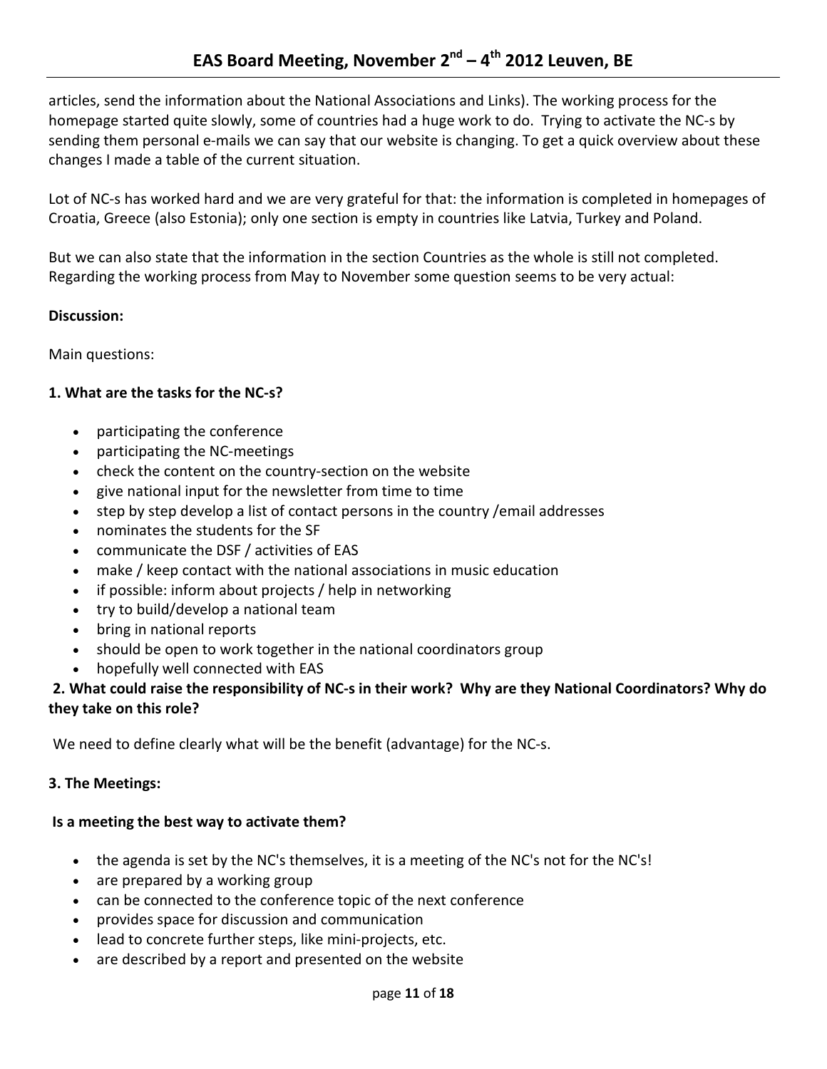articles, send the information about the National Associations and Links). The working process for the homepage started quite slowly, some of countries had a huge work to do. Trying to activate the NC-s by sending them personal e-mails we can say that our website is changing. To get a quick overview about these changes I made a table of the current situation.

Lot of NC-s has worked hard and we are very grateful for that: the information is completed in homepages of Croatia, Greece (also Estonia); only one section is empty in countries like Latvia, Turkey and Poland.

But we can also state that the information in the section Countries as the whole is still not completed. Regarding the working process from May to November some question seems to be very actual:

**Discussion:**

Main questions:

**1. What are the tasks for the NC-s?**

- participating the conference
- participating the NC-meetings
- check the content on the country-section on the website
- give national input for the newsletter from time to time
- step by step develop a list of contact persons in the country /email addresses
- nominates the students for the SF
- communicate the DSF / activities of EAS
- make / keep contact with the national associations in music education
- if possible: inform about projects / help in networking
- try to build/develop a national team
- bring in national reports
- should be open to work together in the national coordinators group
- hopefully well connected with EAS

**2. What could raise the responsibility of NC-s in their work? Why are they National Coordinators? Why do they take on this role?**

We need to define clearly what will be the benefit (advantage) for the NC-s.

**3. The Meetings:**

**Is a meeting the best way to activate them?**

- the agenda is set by the NC's themselves, it is a meeting of the NC's not for the NC's!
- are prepared by a working group
- can be connected to the conference topic of the next conference
- provides space for discussion and communication
- lead to concrete further steps, like mini-projects, etc.
- are described by a report and presented on the website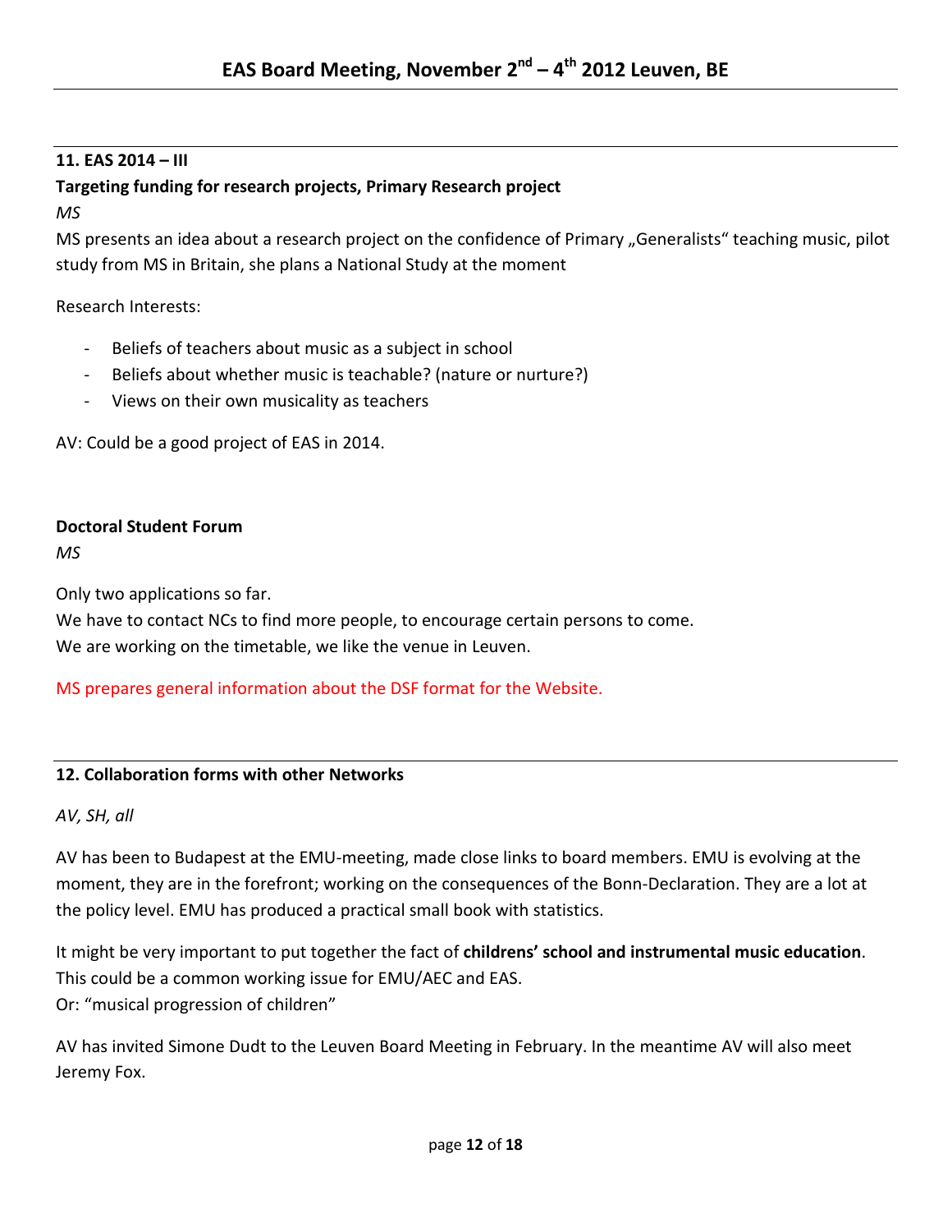## 11. EAS 2014 – III

### Targeting funding for research projects, Primary Research project

*MS*

MS presents an idea about a research project on the confidence of Primary „Generalists“ teaching music, pilot study from MS in Britain, she plans a National Study at the moment

Research Interests:

- Beliefs of teachers about music as a subject in school
- Beliefs about whether music is teachable? (nature or nurture?)
- Views on their own musicality as teachers

AV: Could be a good project of EAS in 2014.

### Doctoral Student Forum

*MS*

Only two applications so far.
We have to contact NCs to find more people, to encourage certain persons to come.
We are working on the timetable, we like the venue in Leuven.

MS prepares general information about the DSF format for the Website.

## 12. Collaboration forms with other Networks

*AV, SH, all*

AV has been to Budapest at the EMU-meeting, made close links to board members. EMU is evolving at the moment, they are in the forefront; working on the consequences of the Bonn-Declaration. They are a lot at the policy level. EMU has produced a practical small book with statistics.

It might be very important to put together the fact of **childrens' school and instrumental music education**. This could be a common working issue for EMU/AEC and EAS.
Or: "musical progression of children"

AV has invited Simone Dudt to the Leuven Board Meeting in February. In the meantime AV will also meet Jeremy Fox.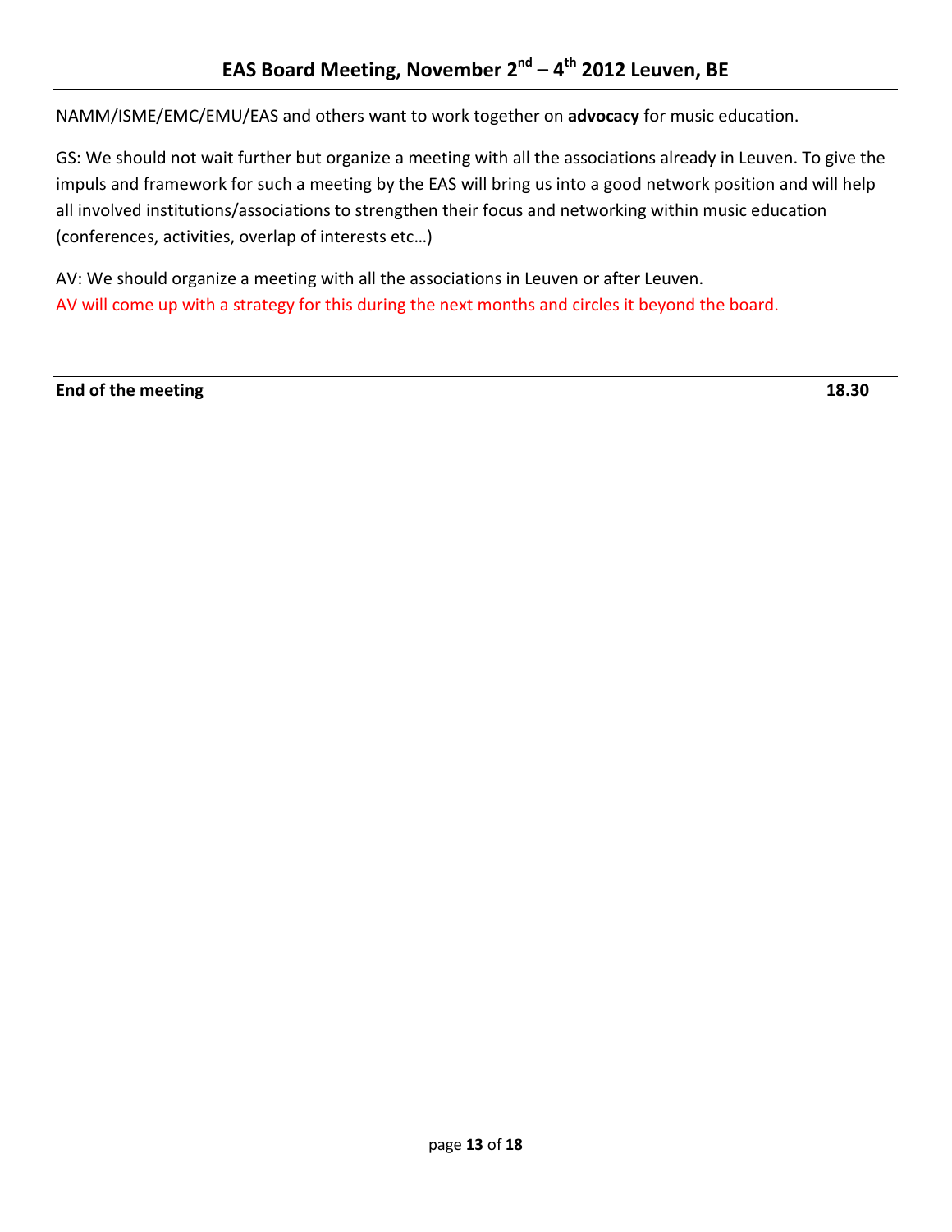NAMM/ISME/EMC/EMU/EAS and others want to work together on **advocacy** for music education.

GS: We should not wait further but organize a meeting with all the associations already in Leuven. To give the impuls and framework for such a meeting by the EAS will bring us into a good network position and will help all involved institutions/associations to strengthen their focus and networking within music education (conferences, activities, overlap of interests etc…)

AV: We should organize a meeting with all the associations in Leuven or after Leuven.
AV will come up with a strategy for this during the next months and circles it beyond the board.

---

**End of the meeting** **18.30**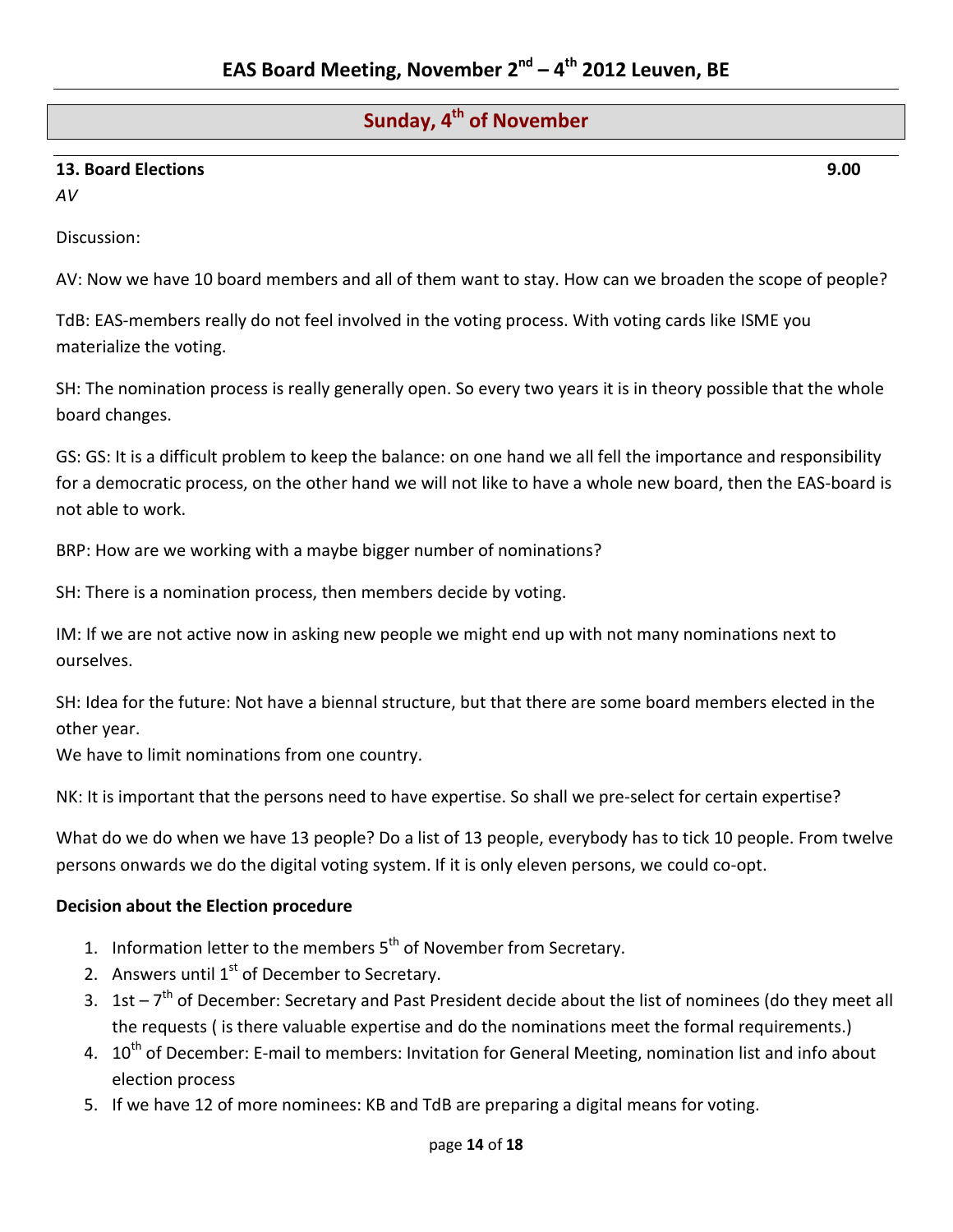## Sunday, 4th of November

### 13. Board Elections 9.00

*AV*

Discussion:

AV: Now we have 10 board members and all of them want to stay. How can we broaden the scope of people?

TdB: EAS-members really do not feel involved in the voting process. With voting cards like ISME you materialize the voting.

SH: The nomination process is really generally open. So every two years it is in theory possible that the whole board changes.

GS: GS: It is a difficult problem to keep the balance: on one hand we all fell the importance and responsibility for a democratic process, on the other hand we will not like to have a whole new board, then the EAS-board is not able to work.

BRP: How are we working with a maybe bigger number of nominations?

SH: There is a nomination process, then members decide by voting.

IM: If we are not active now in asking new people we might end up with not many nominations next to ourselves.

SH: Idea for the future: Not have a biennal structure, but that there are some board members elected in the other year.
We have to limit nominations from one country.

NK: It is important that the persons need to have expertise. So shall we pre-select for certain expertise?

What do we do when we have 13 people? Do a list of 13 people, everybody has to tick 10 people. From twelve persons onwards we do the digital voting system. If it is only eleven persons, we could co-opt.

**Decision about the Election procedure**

1. Information letter to the members 5th of November from Secretary.
2. Answers until 1st of December to Secretary.
3. 1st – 7th of December: Secretary and Past President decide about the list of nominees (do they meet all the requests ( is there valuable expertise and do the nominations meet the formal requirements.)
4. 10th of December: E-mail to members: Invitation for General Meeting, nomination list and info about election process
5. If we have 12 of more nominees: KB and TdB are preparing a digital means for voting.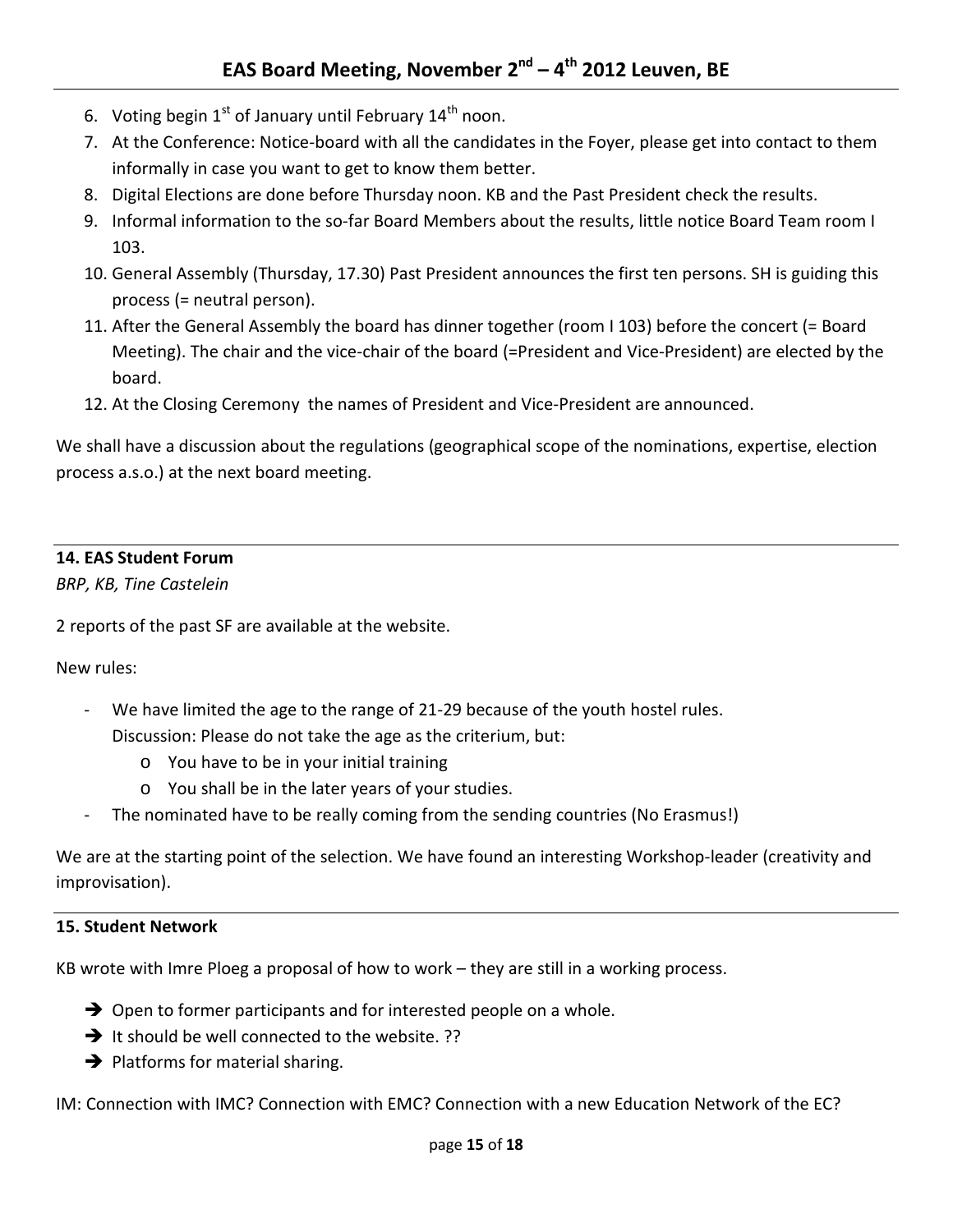6. Voting begin 1st of January until February 14th noon.
7. At the Conference: Notice-board with all the candidates in the Foyer, please get into contact to them informally in case you want to get to know them better.
8. Digital Elections are done before Thursday noon. KB and the Past President check the results.
9. Informal information to the so-far Board Members about the results, little notice Board Team room I 103.
10. General Assembly (Thursday, 17.30) Past President announces the first ten persons. SH is guiding this process (= neutral person).
11. After the General Assembly the board has dinner together (room I 103) before the concert (= Board Meeting). The chair and the vice-chair of the board (=President and Vice-President) are elected by the board.
12. At the Closing Ceremony the names of President and Vice-President are announced.

We shall have a discussion about the regulations (geographical scope of the nominations, expertise, election process a.s.o.) at the next board meeting.

**14. EAS Student Forum**

*BRP, KB, Tine Castelein*

2 reports of the past SF are available at the website.

New rules:

- We have limited the age to the range of 21-29 because of the youth hostel rules.
  Discussion: Please do not take the age as the criterium, but:
  - You have to be in your initial training
  - You shall be in the later years of your studies.
- The nominated have to be really coming from the sending countries (No Erasmus!)

We are at the starting point of the selection. We have found an interesting Workshop-leader (creativity and improvisation).

**15. Student Network**

KB wrote with Imre Ploeg a proposal of how to work – they are still in a working process.

- ➔ Open to former participants and for interested people on a whole.
- ➔ It should be well connected to the website. ??
- ➔ Platforms for material sharing.

IM: Connection with IMC? Connection with EMC? Connection with a new Education Network of the EC?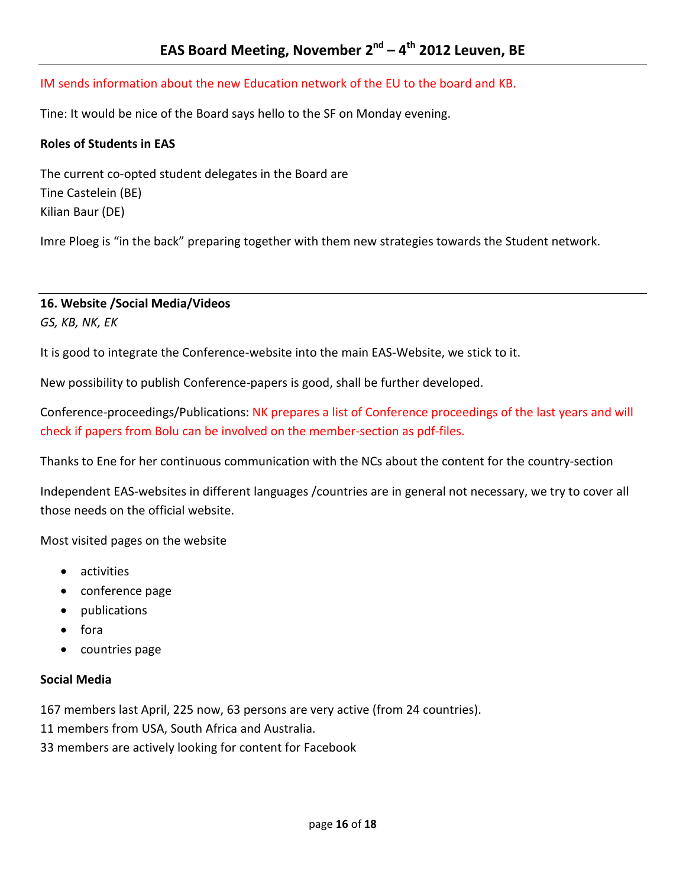IM sends information about the new Education network of the EU to the board and KB.

Tine: It would be nice of the Board says hello to the SF on Monday evening.

**Roles of Students in EAS**

The current co-opted student delegates in the Board are
Tine Castelein (BE)
Kilian Baur (DE)

Imre Ploeg is "in the back" preparing together with them new strategies towards the Student network.

---

**16. Website /Social Media/Videos**

*GS, KB, NK, EK*

It is good to integrate the Conference-website into the main EAS-Website, we stick to it.

New possibility to publish Conference-papers is good, shall be further developed.

Conference-proceedings/Publications: NK prepares a list of Conference proceedings of the last years and will check if papers from Bolu can be involved on the member-section as pdf-files.

Thanks to Ene for her continuous communication with the NCs about the content for the country-section

Independent EAS-websites in different languages /countries are in general not necessary, we try to cover all those needs on the official website.

Most visited pages on the website

- activities
- conference page
- publications
- fora
- countries page

**Social Media**

167 members last April, 225 now, 63 persons are very active (from 24 countries).
11 members from USA, South Africa and Australia.
33 members are actively looking for content for Facebook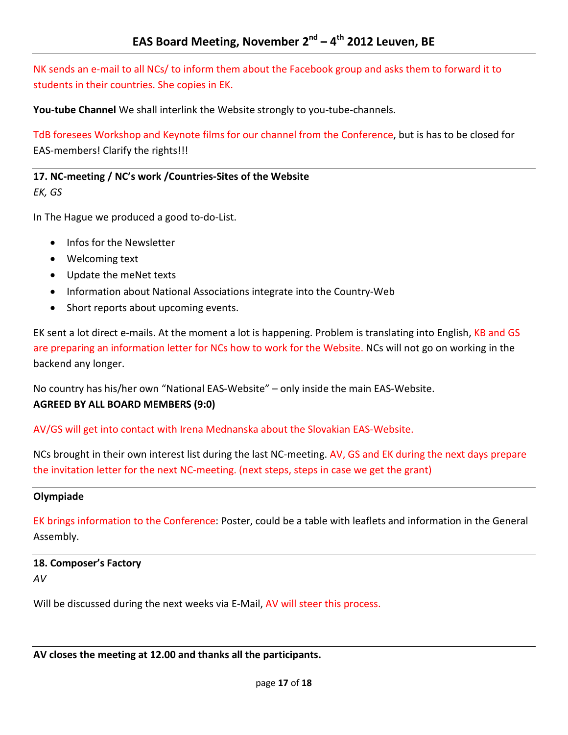NK sends an e-mail to all NCs/ to inform them about the Facebook group and asks them to forward it to students in their countries. She copies in EK.

**You-tube Channel** We shall interlink the Website strongly to you-tube-channels.

TdB foresees Workshop and Keynote films for our channel from the Conference, but is has to be closed for EAS-members! Clarify the rights!!!

---

**17. NC-meeting / NC's work /Countries-Sites of the Website**

*EK, GS*

In The Hague we produced a good to-do-List.

- Infos for the Newsletter
- Welcoming text
- Update the meNet texts
- Information about National Associations integrate into the Country-Web
- Short reports about upcoming events.

EK sent a lot direct e-mails. At the moment a lot is happening. Problem is translating into English, KB and GS are preparing an information letter for NCs how to work for the Website. NCs will not go on working in the backend any longer.

No country has his/her own "National EAS-Website" – only inside the main EAS-Website.
**AGREED BY ALL BOARD MEMBERS (9:0)**

AV/GS will get into contact with Irena Mednanska about the Slovakian EAS-Website.

NCs brought in their own interest list during the last NC-meeting. AV, GS and EK during the next days prepare the invitation letter for the next NC-meeting. (next steps, steps in case we get the grant)

---

**Olympiade**

EK brings information to the Conference: Poster, could be a table with leaflets and information in the General Assembly.

---

**18. Composer's Factory**

*AV*

Will be discussed during the next weeks via E-Mail, AV will steer this process.

---

**AV closes the meeting at 12.00 and thanks all the participants.**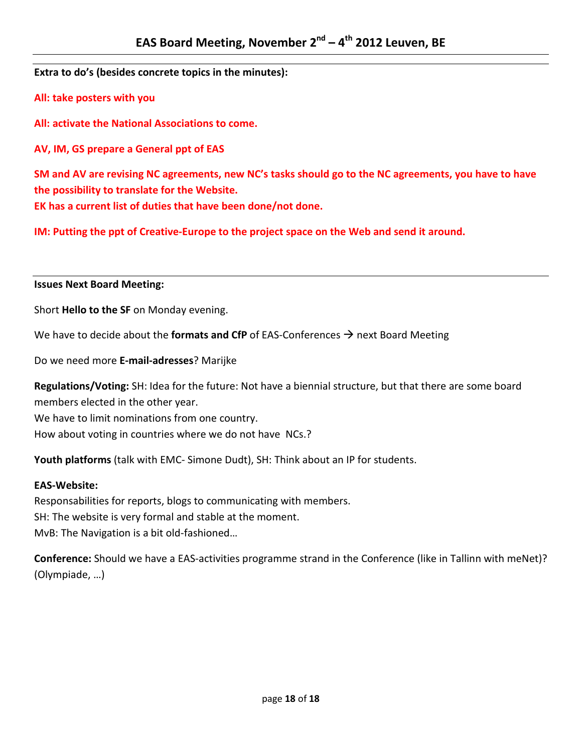**Extra to do's (besides concrete topics in the minutes):**

**All: take posters with you**

**All: activate the National Associations to come.**

**AV, IM, GS prepare a General ppt of EAS**

**SM and AV are revising NC agreements, new NC's tasks should go to the NC agreements, you have to have the possibility to translate for the Website.**
**EK has a current list of duties that have been done/not done.**

**IM: Putting the ppt of Creative-Europe to the project space on the Web and send it around.**

---

**Issues Next Board Meeting:**

Short **Hello to the SF** on Monday evening.

We have to decide about the **formats and CfP** of EAS-Conferences → next Board Meeting

Do we need more **E-mail-adresses**? Marijke

**Regulations/Voting:** SH: Idea for the future: Not have a biennial structure, but that there are some board members elected in the other year.
We have to limit nominations from one country.
How about voting in countries where we do not have NCs.?

**Youth platforms** (talk with EMC- Simone Dudt), SH: Think about an IP for students.

**EAS-Website:**
Responsabilities for reports, blogs to communicating with members.
SH: The website is very formal and stable at the moment.
MvB: The Navigation is a bit old-fashioned…

**Conference:** Should we have a EAS-activities programme strand in the Conference (like in Tallinn with meNet)? (Olympiade, …)